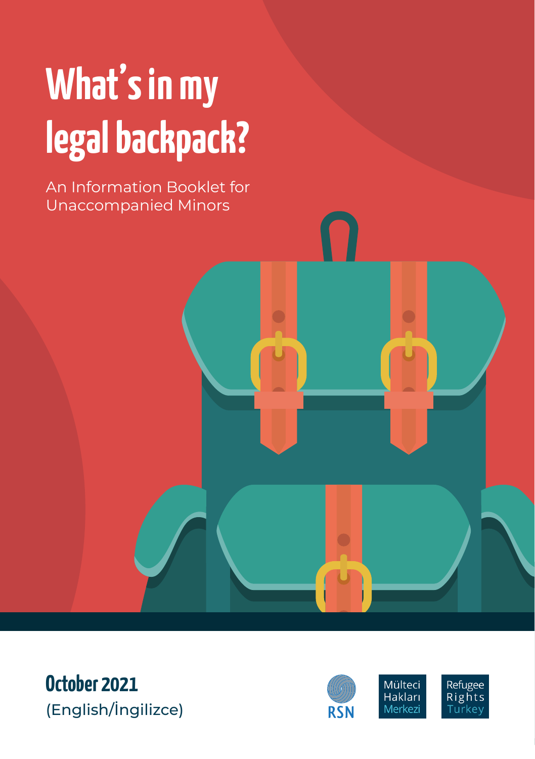# What's in my legal backpack?

An Information Booklet for Unaccompanied Minors

**October 2021**

(English/İngilizce)

RSN

Mülteci Hakları Merkezi

Refugee Rights Turkey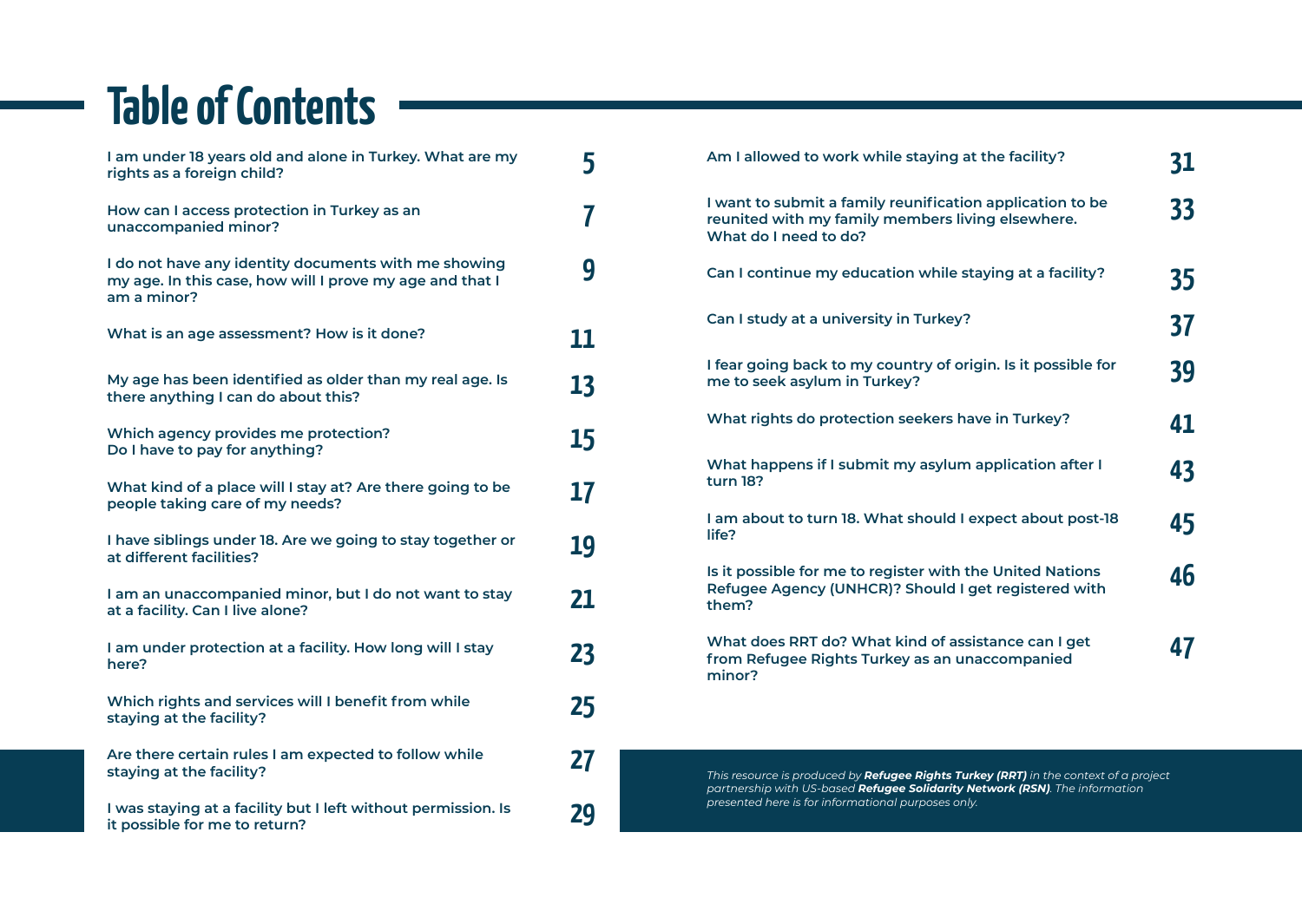# Table of Contents

| | |
|---|---|
| I am under 18 years old and alone in Turkey. What are my rights as a foreign child? | 5 |
| How can I access protection in Turkey as an unaccompanied minor? | 7 |
| I do not have any identity documents with me showing my age. In this case, how will I prove my age and that I am a minor? | 9 |
| What is an age assessment? How is it done? | 11 |
| My age has been identified as older than my real age. Is there anything I can do about this? | 13 |
| Which agency provides me protection? Do I have to pay for anything? | 15 |
| What kind of a place will I stay at? Are there going to be people taking care of my needs? | 17 |
| I have siblings under 18. Are we going to stay together or at different facilities? | 19 |
| I am an unaccompanied minor, but I do not want to stay at a facility. Can I live alone? | 21 |
| I am under protection at a facility. How long will I stay here? | 23 |
| Which rights and services will I benefit from while staying at the facility? | 25 |
| Are there certain rules I am expected to follow while staying at the facility? | 27 |
| I was staying at a facility but I left without permission. Is it possible for me to return? | 29 |
| Am I allowed to work while staying at the facility? | 31 |
| I want to submit a family reunification application to be reunited with my family members living elsewhere. What do I need to do? | 33 |
| Can I continue my education while staying at a facility? | 35 |
| Can I study at a university in Turkey? | 37 |
| I fear going back to my country of origin. Is it possible for me to seek asylum in Turkey? | 39 |
| What rights do protection seekers have in Turkey? | 41 |
| What happens if I submit my asylum application after I turn 18? | 43 |
| I am about to turn 18. What should I expect about post-18 life? | 45 |
| Is it possible for me to register with the United Nations Refugee Agency (UNHCR)? Should I get registered with them? | 46 |
| What does RRT do? What kind of assistance can I get from Refugee Rights Turkey as an unaccompanied minor? | 47 |

*This resource is produced by **Refugee Rights Turkey (RRT)** in the context of a project partnership with US-based **Refugee Solidarity Network (RSN)**. The information presented here is for informational purposes only.*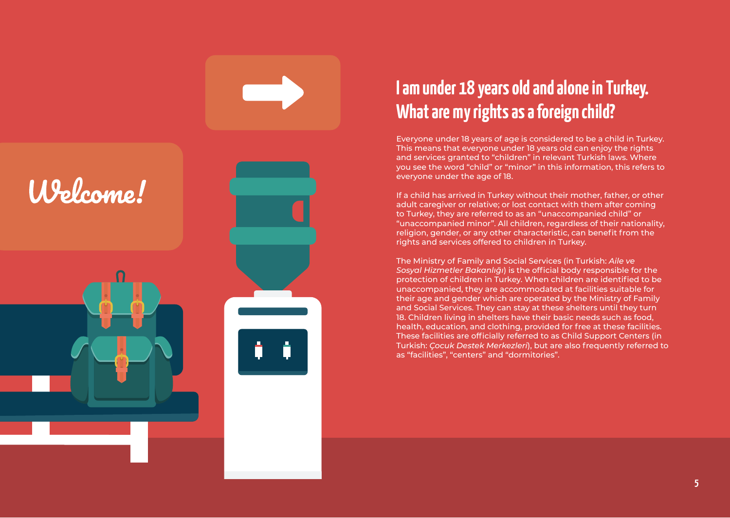Welcome!

# I am under 18 years old and alone in Turkey. What are my rights as a foreign child?

Everyone under 18 years of age is considered to be a child in Turkey. This means that everyone under 18 years old can enjoy the rights and services granted to "children" in relevant Turkish laws. Where you see the word "child" or "minor" in this information, this refers to everyone under the age of 18.

If a child has arrived in Turkey without their mother, father, or other adult caregiver or relative; or lost contact with them after coming to Turkey, they are referred to as an "unaccompanied child" or "unaccompanied minor". All children, regardless of their nationality, religion, gender, or any other characteristic, can benefit from the rights and services offered to children in Turkey.

The Ministry of Family and Social Services (in Turkish: *Aile ve Sosyal Hizmetler Bakanlığı*) is the official body responsible for the protection of children in Turkey. When children are identified to be unaccompanied, they are accommodated at facilities suitable for their age and gender which are operated by the Ministry of Family and Social Services. They can stay at these shelters until they turn 18. Children living in shelters have their basic needs such as food, health, education, and clothing, provided for free at these facilities. These facilities are officially referred to as Child Support Centers (in Turkish: *Çocuk Destek Merkezleri*), but are also frequently referred to as "facilities", "centers" and "dormitories".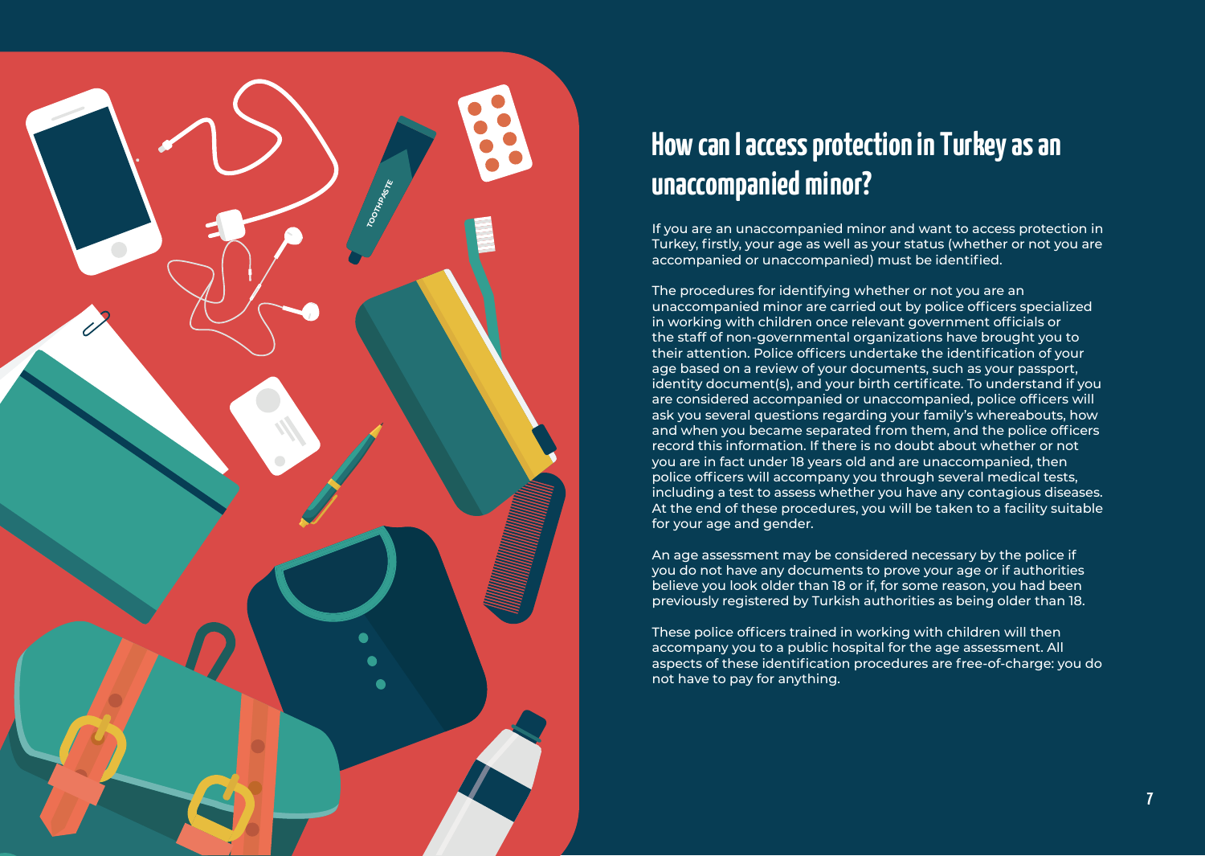# How can I access protection in Turkey as an unaccompanied minor?

If you are an unaccompanied minor and want to access protection in Turkey, firstly, your age as well as your status (whether or not you are accompanied or unaccompanied) must be identified.

The procedures for identifying whether or not you are an unaccompanied minor are carried out by police officers specialized in working with children once relevant government officials or the staff of non-governmental organizations have brought you to their attention. Police officers undertake the identification of your age based on a review of your documents, such as your passport, identity document(s), and your birth certificate. To understand if you are considered accompanied or unaccompanied, police officers will ask you several questions regarding your family's whereabouts, how and when you became separated from them, and the police officers record this information. If there is no doubt about whether or not you are in fact under 18 years old and are unaccompanied, then police officers will accompany you through several medical tests, including a test to assess whether you have any contagious diseases. At the end of these procedures, you will be taken to a facility suitable for your age and gender.

An age assessment may be considered necessary by the police if you do not have any documents to prove your age or if authorities believe you look older than 18 or if, for some reason, you had been previously registered by Turkish authorities as being older than 18.

These police officers trained in working with children will then accompany you to a public hospital for the age assessment. All aspects of these identification procedures are free-of-charge: you do not have to pay for anything.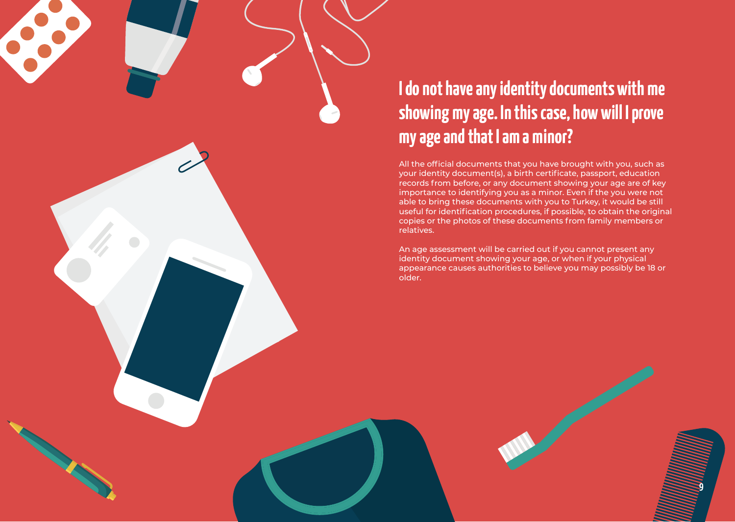## I do not have any identity documents with me showing my age. In this case, how will I prove my age and that I am a minor?

All the official documents that you have brought with you, such as your identity document(s), a birth certificate, passport, education records from before, or any document showing your age are of key importance to identifying you as a minor. Even if the you were not able to bring these documents with you to Turkey, it would be still useful for identification procedures, if possible, to obtain the original copies or the photos of these documents from family members or relatives.

An age assessment will be carried out if you cannot present any identity document showing your age, or when if your physical appearance causes authorities to believe you may possibly be 18 or older.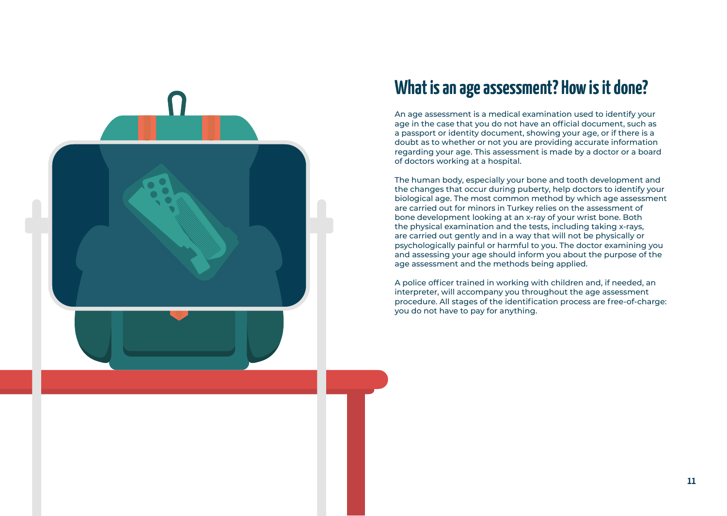# What is an age assessment? How is it done?

An age assessment is a medical examination used to identify your age in the case that you do not have an official document, such as a passport or identity document, showing your age, or if there is a doubt as to whether or not you are providing accurate information regarding your age. This assessment is made by a doctor or a board of doctors working at a hospital.

The human body, especially your bone and tooth development and the changes that occur during puberty, help doctors to identify your biological age. The most common method by which age assessment are carried out for minors in Turkey relies on the assessment of bone development looking at an x-ray of your wrist bone. Both the physical examination and the tests, including taking x-rays, are carried out gently and in a way that will not be physically or psychologically painful or harmful to you. The doctor examining you and assessing your age should inform you about the purpose of the age assessment and the methods being applied.

A police officer trained in working with children and, if needed, an interpreter, will accompany you throughout the age assessment procedure. All stages of the identification process are free-of-charge: you do not have to pay for anything.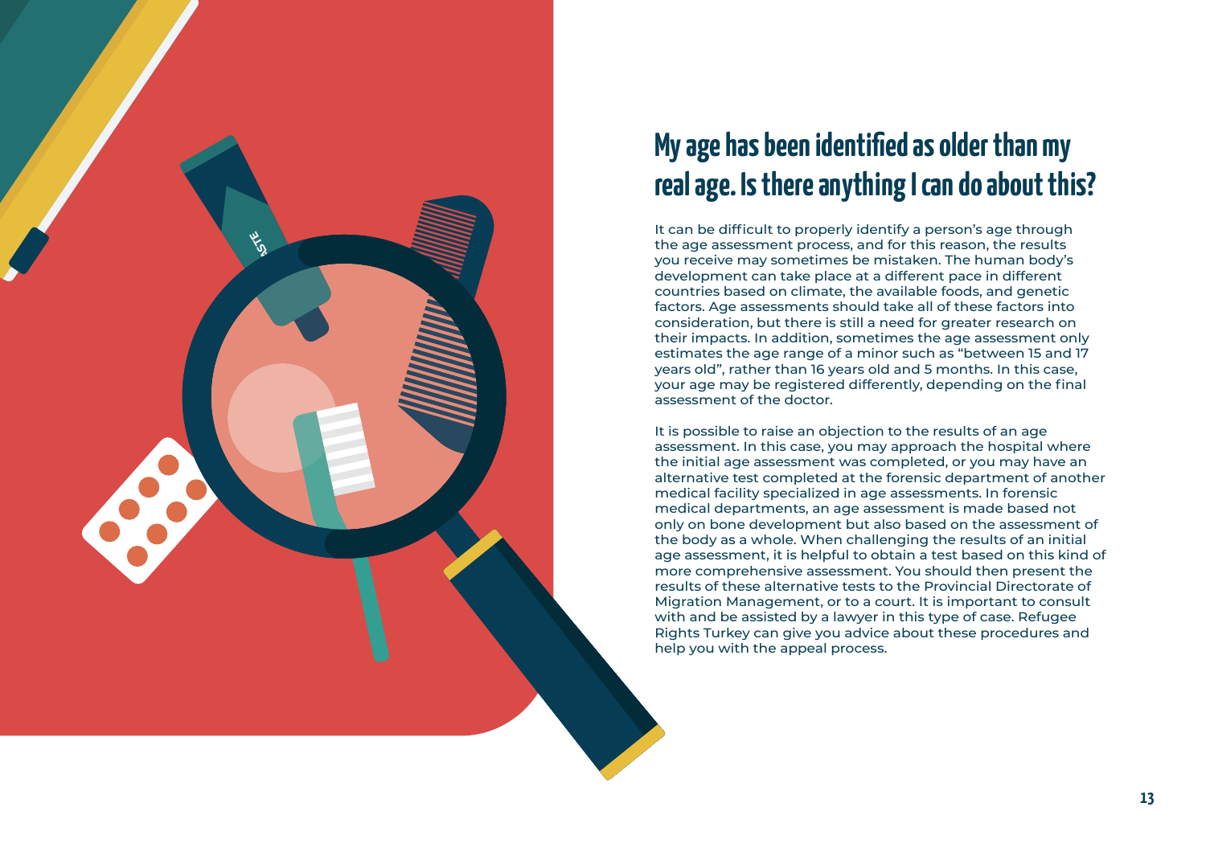## My age has been identified as older than my real age. Is there anything I can do about this?

It can be difficult to properly identify a person's age through the age assessment process, and for this reason, the results you receive may sometimes be mistaken. The human body's development can take place at a different pace in different countries based on climate, the available foods, and genetic factors. Age assessments should take all of these factors into consideration, but there is still a need for greater research on their impacts. In addition, sometimes the age assessment only estimates the age range of a minor such as "between 15 and 17 years old", rather than 16 years old and 5 months. In this case, your age may be registered differently, depending on the final assessment of the doctor.

It is possible to raise an objection to the results of an age assessment. In this case, you may approach the hospital where the initial age assessment was completed, or you may have an alternative test completed at the forensic department of another medical facility specialized in age assessments. In forensic medical departments, an age assessment is made based not only on bone development but also based on the assessment of the body as a whole. When challenging the results of an initial age assessment, it is helpful to obtain a test based on this kind of more comprehensive assessment. You should then present the results of these alternative tests to the Provincial Directorate of Migration Management, or to a court. It is important to consult with and be assisted by a lawyer in this type of case. Refugee Rights Turkey can give you advice about these procedures and help you with the appeal process.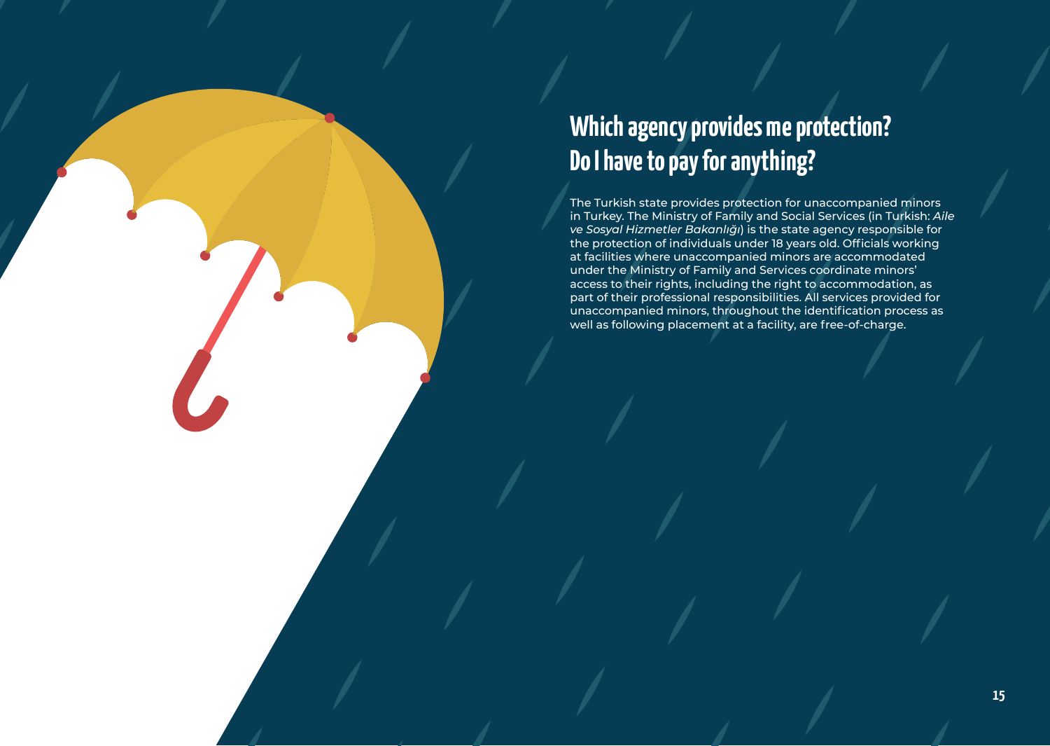# Which agency provides me protection? Do I have to pay for anything?

The Turkish state provides protection for unaccompanied minors in Turkey. The Ministry of Family and Social Services (in Turkish: *Aile ve Sosyal Hizmetler Bakanlığı*) is the state agency responsible for the protection of individuals under 18 years old. Officials working at facilities where unaccompanied minors are accommodated under the Ministry of Family and Services coordinate minors' access to their rights, including the right to accommodation, as part of their professional responsibilities. All services provided for unaccompanied minors, throughout the identification process as well as following placement at a facility, are free-of-charge.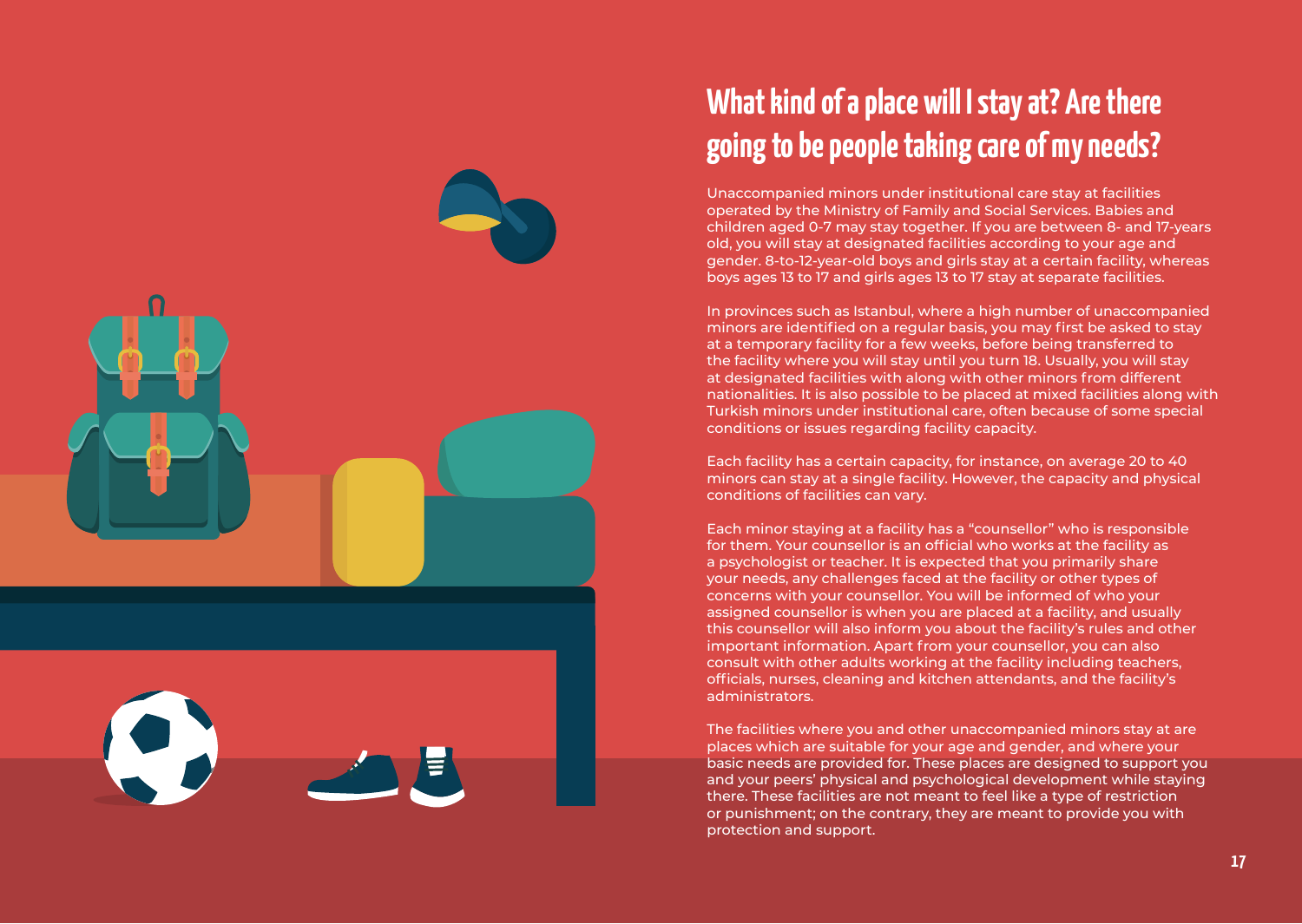## What kind of a place will I stay at? Are there going to be people taking care of my needs?

Unaccompanied minors under institutional care stay at facilities operated by the Ministry of Family and Social Services. Babies and children aged 0-7 may stay together. If you are between 8- and 17-years old, you will stay at designated facilities according to your age and gender. 8-to-12-year-old boys and girls stay at a certain facility, whereas boys ages 13 to 17 and girls ages 13 to 17 stay at separate facilities.

In provinces such as Istanbul, where a high number of unaccompanied minors are identified on a regular basis, you may first be asked to stay at a temporary facility for a few weeks, before being transferred to the facility where you will stay until you turn 18. Usually, you will stay at designated facilities with along with other minors from different nationalities. It is also possible to be placed at mixed facilities along with Turkish minors under institutional care, often because of some special conditions or issues regarding facility capacity.

Each facility has a certain capacity, for instance, on average 20 to 40 minors can stay at a single facility. However, the capacity and physical conditions of facilities can vary.

Each minor staying at a facility has a "counsellor" who is responsible for them. Your counsellor is an official who works at the facility as a psychologist or teacher. It is expected that you primarily share your needs, any challenges faced at the facility or other types of concerns with your counsellor. You will be informed of who your assigned counsellor is when you are placed at a facility, and usually this counsellor will also inform you about the facility's rules and other important information. Apart from your counsellor, you can also consult with other adults working at the facility including teachers, officials, nurses, cleaning and kitchen attendants, and the facility's administrators.

The facilities where you and other unaccompanied minors stay at are places which are suitable for your age and gender, and where your basic needs are provided for. These places are designed to support you and your peers' physical and psychological development while staying there. These facilities are not meant to feel like a type of restriction or punishment; on the contrary, they are meant to provide you with protection and support.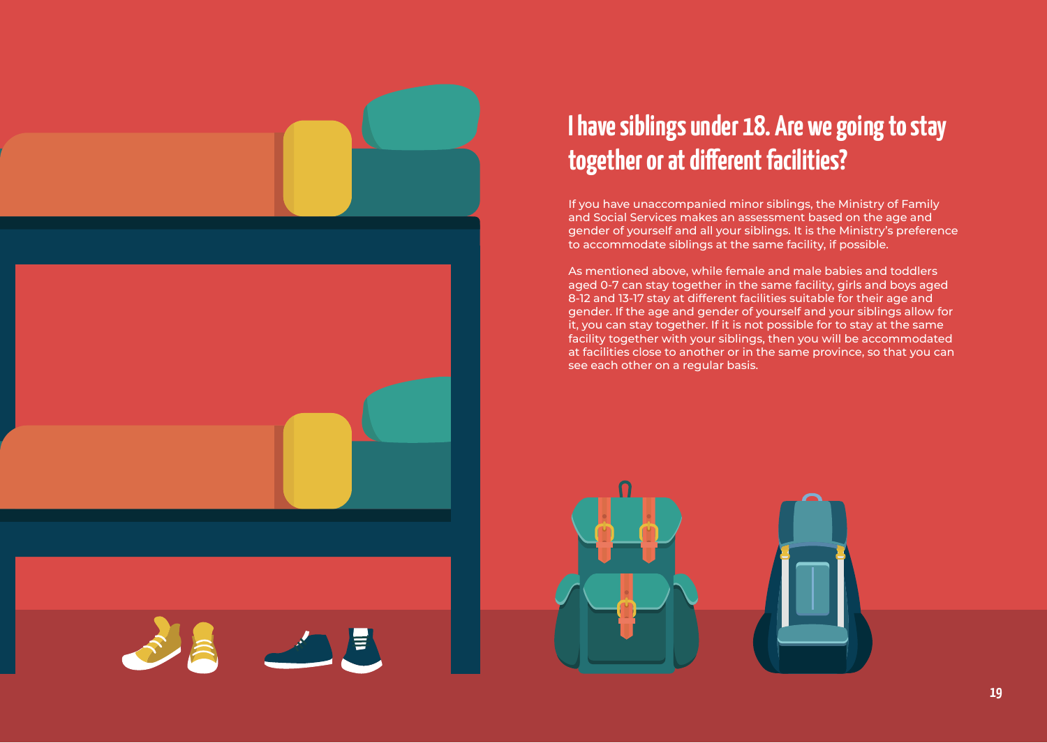# I have siblings under 18. Are we going to stay together or at different facilities?

If you have unaccompanied minor siblings, the Ministry of Family and Social Services makes an assessment based on the age and gender of yourself and all your siblings. It is the Ministry's preference to accommodate siblings at the same facility, if possible.

As mentioned above, while female and male babies and toddlers aged 0-7 can stay together in the same facility, girls and boys aged 8-12 and 13-17 stay at different facilities suitable for their age and gender. If the age and gender of yourself and your siblings allow for it, you can stay together. If it is not possible for to stay at the same facility together with your siblings, then you will be accommodated at facilities close to another or in the same province, so that you can see each other on a regular basis.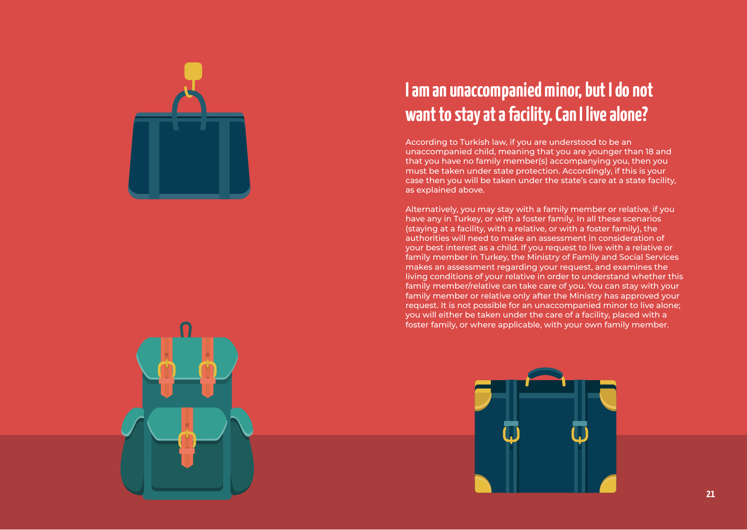## I am an unaccompanied minor, but I do not want to stay at a facility. Can I live alone?

According to Turkish law, if you are understood to be an unaccompanied child, meaning that you are younger than 18 and that you have no family member(s) accompanying you, then you must be taken under state protection. Accordingly, if this is your case then you will be taken under the state's care at a state facility, as explained above.

Alternatively, you may stay with a family member or relative, if you have any in Turkey, or with a foster family. In all these scenarios (staying at a facility, with a relative, or with a foster family), the authorities will need to make an assessment in consideration of your best interest as a child. If you request to live with a relative or family member in Turkey, the Ministry of Family and Social Services makes an assessment regarding your request, and examines the living conditions of your relative in order to understand whether this family member/relative can take care of you. You can stay with your family member or relative only after the Ministry has approved your request. It is not possible for an unaccompanied minor to live alone; you will either be taken under the care of a facility, placed with a foster family, or where applicable, with your own family member.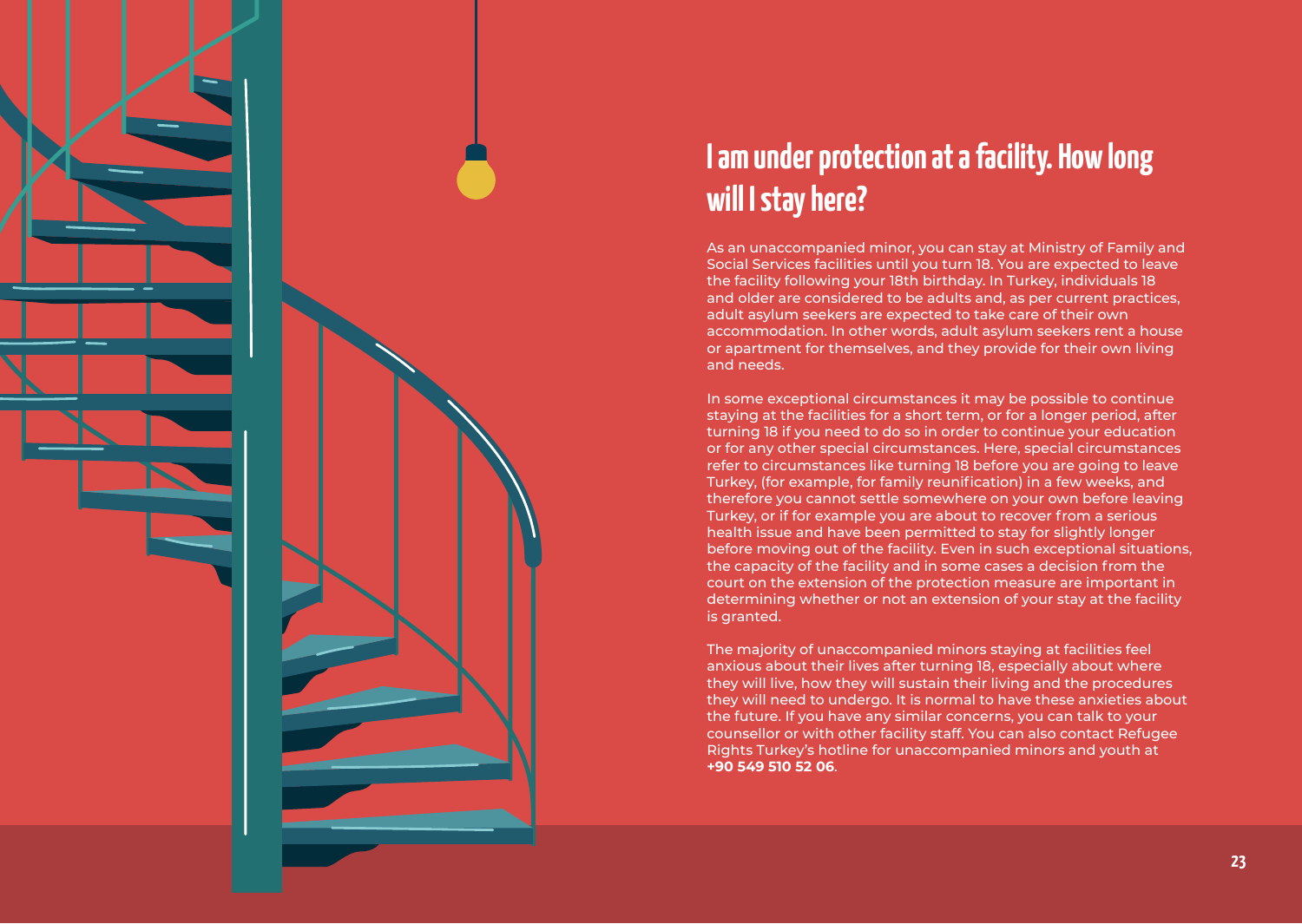# I am under protection at a facility. How long will I stay here?

As an unaccompanied minor, you can stay at Ministry of Family and Social Services facilities until you turn 18. You are expected to leave the facility following your 18th birthday. In Turkey, individuals 18 and older are considered to be adults and, as per current practices, adult asylum seekers are expected to take care of their own accommodation. In other words, adult asylum seekers rent a house or apartment for themselves, and they provide for their own living and needs.

In some exceptional circumstances it may be possible to continue staying at the facilities for a short term, or for a longer period, after turning 18 if you need to do so in order to continue your education or for any other special circumstances. Here, special circumstances refer to circumstances like turning 18 before you are going to leave Turkey, (for example, for family reunification) in a few weeks, and therefore you cannot settle somewhere on your own before leaving Turkey, or if for example you are about to recover from a serious health issue and have been permitted to stay for slightly longer before moving out of the facility. Even in such exceptional situations, the capacity of the facility and in some cases a decision from the court on the extension of the protection measure are important in determining whether or not an extension of your stay at the facility is granted.

The majority of unaccompanied minors staying at facilities feel anxious about their lives after turning 18, especially about where they will live, how they will sustain their living and the procedures they will need to undergo. It is normal to have these anxieties about the future. If you have any similar concerns, you can talk to your counsellor or with other facility staff. You can also contact Refugee Rights Turkey's hotline for unaccompanied minors and youth at **+90 549 510 52 06**.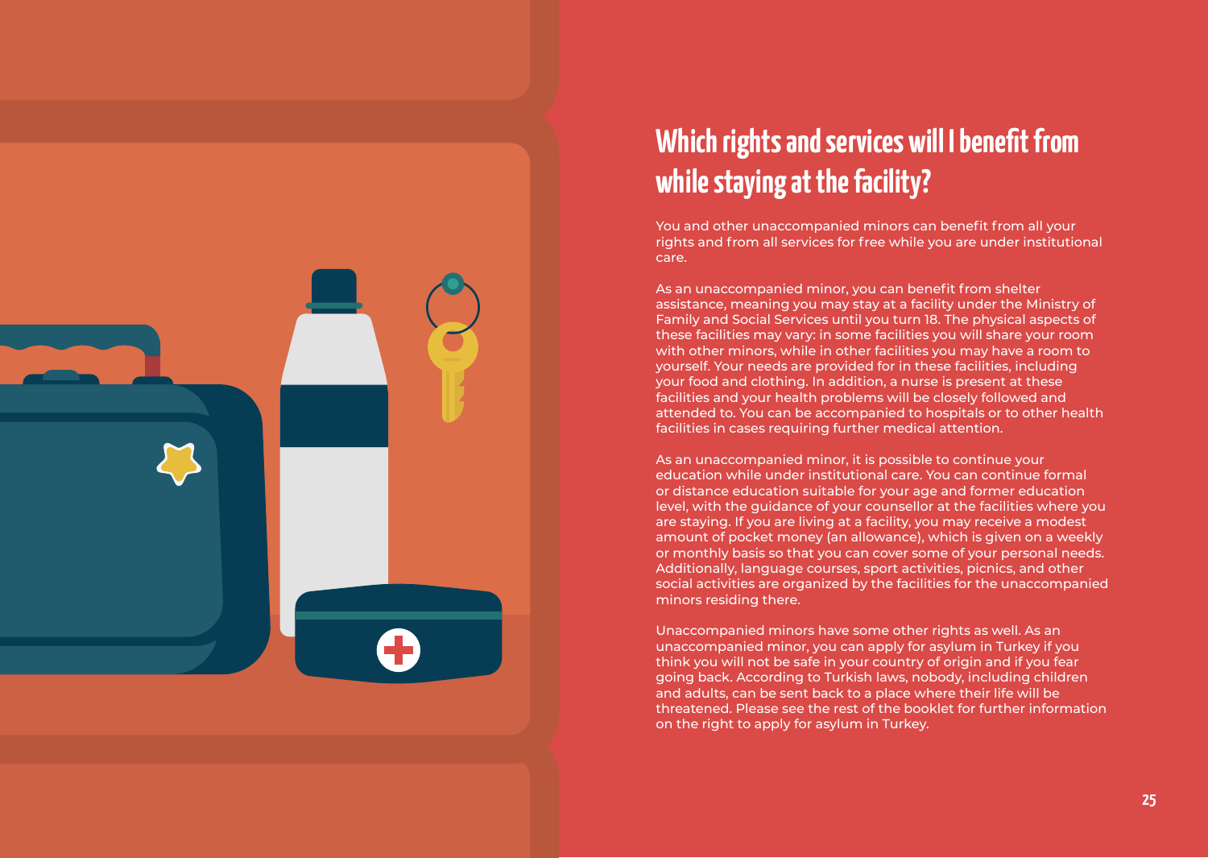# Which rights and services will I benefit from while staying at the facility?

You and other unaccompanied minors can benefit from all your rights and from all services for free while you are under institutional care.

As an unaccompanied minor, you can benefit from shelter assistance, meaning you may stay at a facility under the Ministry of Family and Social Services until you turn 18. The physical aspects of these facilities may vary: in some facilities you will share your room with other minors, while in other facilities you may have a room to yourself. Your needs are provided for in these facilities, including your food and clothing. In addition, a nurse is present at these facilities and your health problems will be closely followed and attended to. You can be accompanied to hospitals or to other health facilities in cases requiring further medical attention.

As an unaccompanied minor, it is possible to continue your education while under institutional care. You can continue formal or distance education suitable for your age and former education level, with the guidance of your counsellor at the facilities where you are staying. If you are living at a facility, you may receive a modest amount of pocket money (an allowance), which is given on a weekly or monthly basis so that you can cover some of your personal needs. Additionally, language courses, sport activities, picnics, and other social activities are organized by the facilities for the unaccompanied minors residing there.

Unaccompanied minors have some other rights as well. As an unaccompanied minor, you can apply for asylum in Turkey if you think you will not be safe in your country of origin and if you fear going back. According to Turkish laws, nobody, including children and adults, can be sent back to a place where their life will be threatened. Please see the rest of the booklet for further information on the right to apply for asylum in Turkey.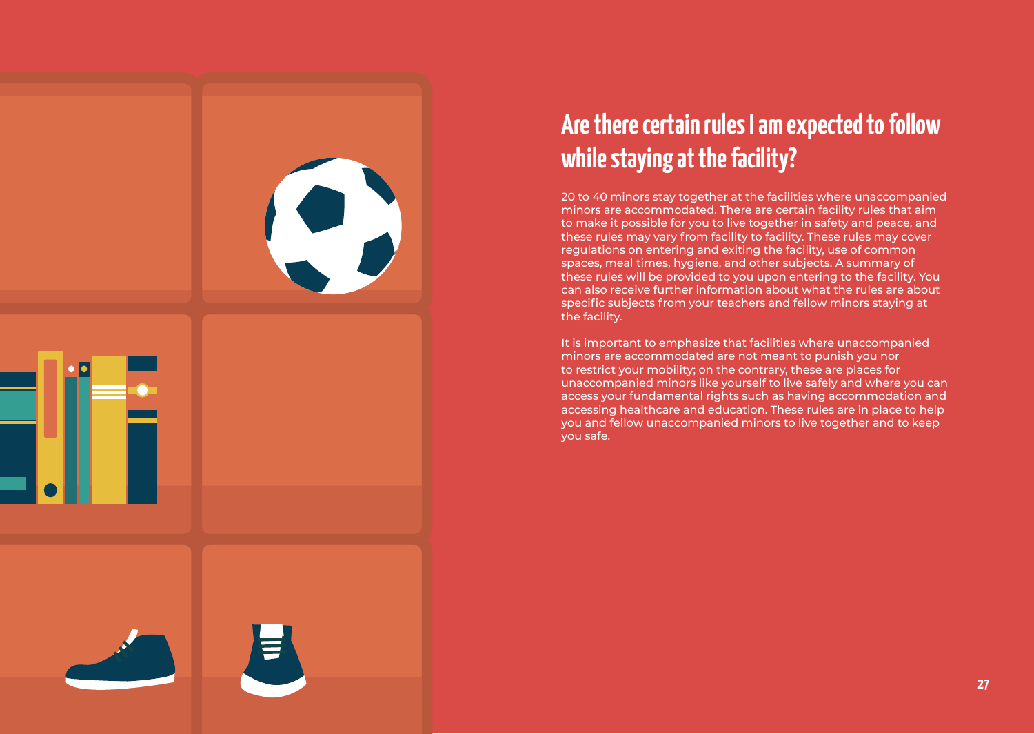## Are there certain rules I am expected to follow while staying at the facility?

20 to 40 minors stay together at the facilities where unaccompanied minors are accommodated. There are certain facility rules that aim to make it possible for you to live together in safety and peace, and these rules may vary from facility to facility. These rules may cover regulations on entering and exiting the facility, use of common spaces, meal times, hygiene, and other subjects. A summary of these rules will be provided to you upon entering to the facility. You can also receive further information about what the rules are about specific subjects from your teachers and fellow minors staying at the facility.

It is important to emphasize that facilities where unaccompanied minors are accommodated are not meant to punish you nor to restrict your mobility; on the contrary, these are places for unaccompanied minors like yourself to live safely and where you can access your fundamental rights such as having accommodation and accessing healthcare and education. These rules are in place to help you and fellow unaccompanied minors to live together and to keep you safe.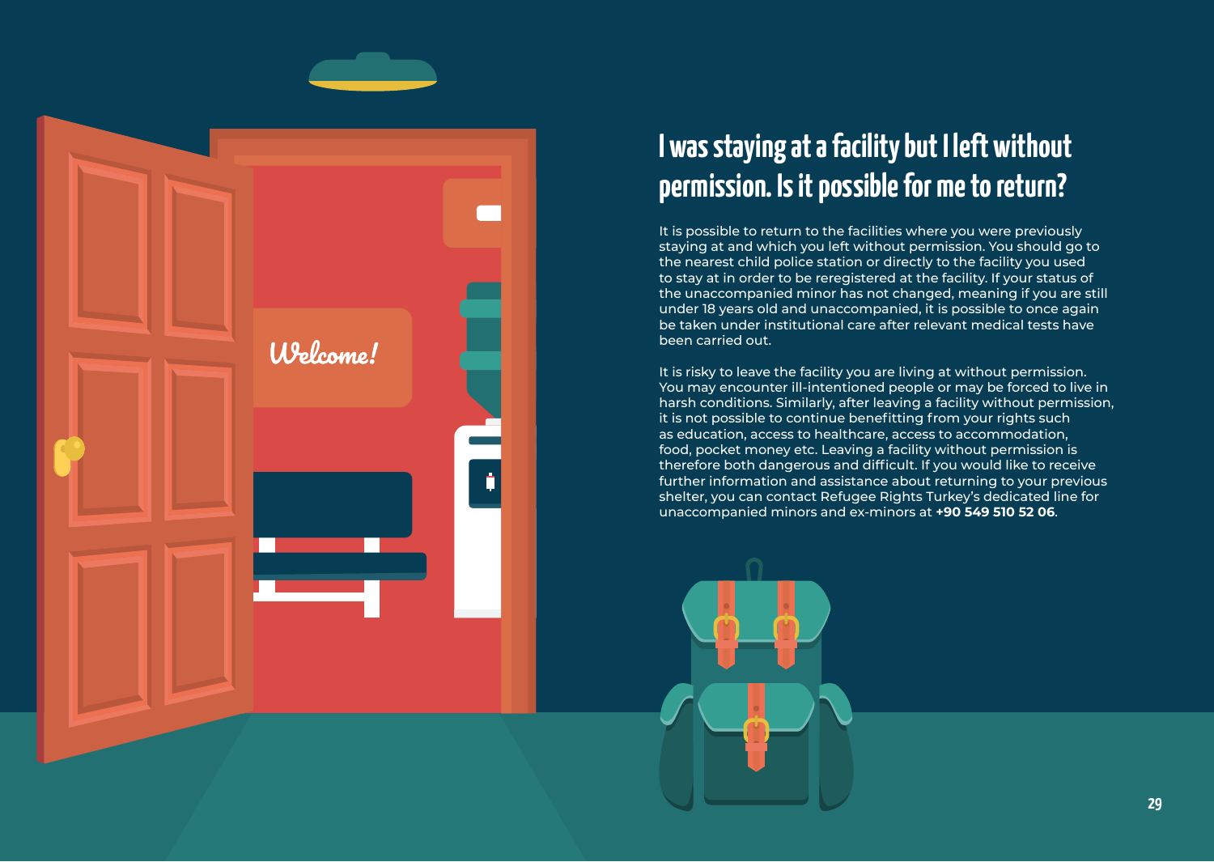# I was staying at a facility but I left without permission. Is it possible for me to return?

It is possible to return to the facilities where you were previously staying at and which you left without permission. You should go to the nearest child police station or directly to the facility you used to stay at in order to be reregistered at the facility. If your status of the unaccompanied minor has not changed, meaning if you are still under 18 years old and unaccompanied, it is possible to once again be taken under institutional care after relevant medical tests have been carried out.

It is risky to leave the facility you are living at without permission. You may encounter ill-intentioned people or may be forced to live in harsh conditions. Similarly, after leaving a facility without permission, it is not possible to continue benefitting from your rights such as education, access to healthcare, access to accommodation, food, pocket money etc. Leaving a facility without permission is therefore both dangerous and difficult. If you would like to receive further information and assistance about returning to your previous shelter, you can contact Refugee Rights Turkey's dedicated line for unaccompanied minors and ex-minors at **+90 549 510 52 06**.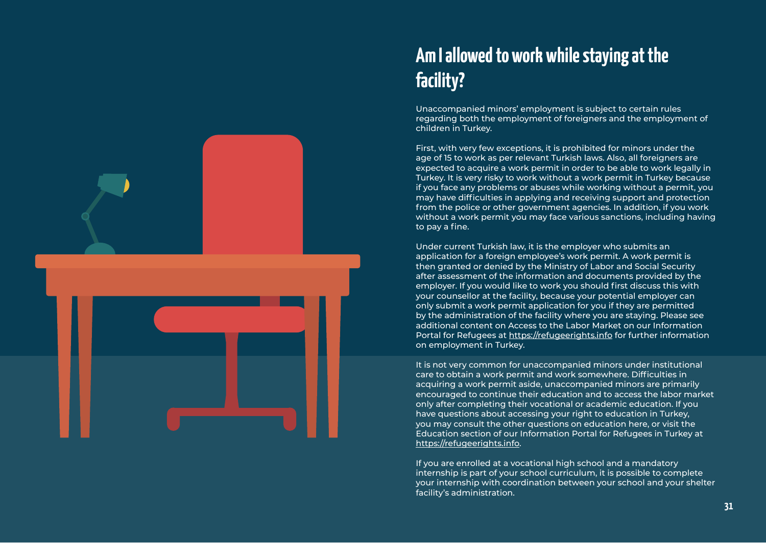# Am I allowed to work while staying at the facility?

Unaccompanied minors' employment is subject to certain rules regarding both the employment of foreigners and the employment of children in Turkey.

First, with very few exceptions, it is prohibited for minors under the age of 15 to work as per relevant Turkish laws. Also, all foreigners are expected to acquire a work permit in order to be able to work legally in Turkey. It is very risky to work without a work permit in Turkey because if you face any problems or abuses while working without a permit, you may have difficulties in applying and receiving support and protection from the police or other government agencies. In addition, if you work without a work permit you may face various sanctions, including having to pay a fine.

Under current Turkish law, it is the employer who submits an application for a foreign employee's work permit. A work permit is then granted or denied by the Ministry of Labor and Social Security after assessment of the information and documents provided by the employer. If you would like to work you should first discuss this with your counsellor at the facility, because your potential employer can only submit a work permit application for you if they are permitted by the administration of the facility where you are staying. Please see additional content on Access to the Labor Market on our Information Portal for Refugees at https://refugeerights.info for further information on employment in Turkey.

It is not very common for unaccompanied minors under institutional care to obtain a work permit and work somewhere. Difficulties in acquiring a work permit aside, unaccompanied minors are primarily encouraged to continue their education and to access the labor market only after completing their vocational or academic education. If you have questions about accessing your right to education in Turkey, you may consult the other questions on education here, or visit the Education section of our Information Portal for Refugees in Turkey at https://refugeerights.info.

If you are enrolled at a vocational high school and a mandatory internship is part of your school curriculum, it is possible to complete your internship with coordination between your school and your shelter facility's administration.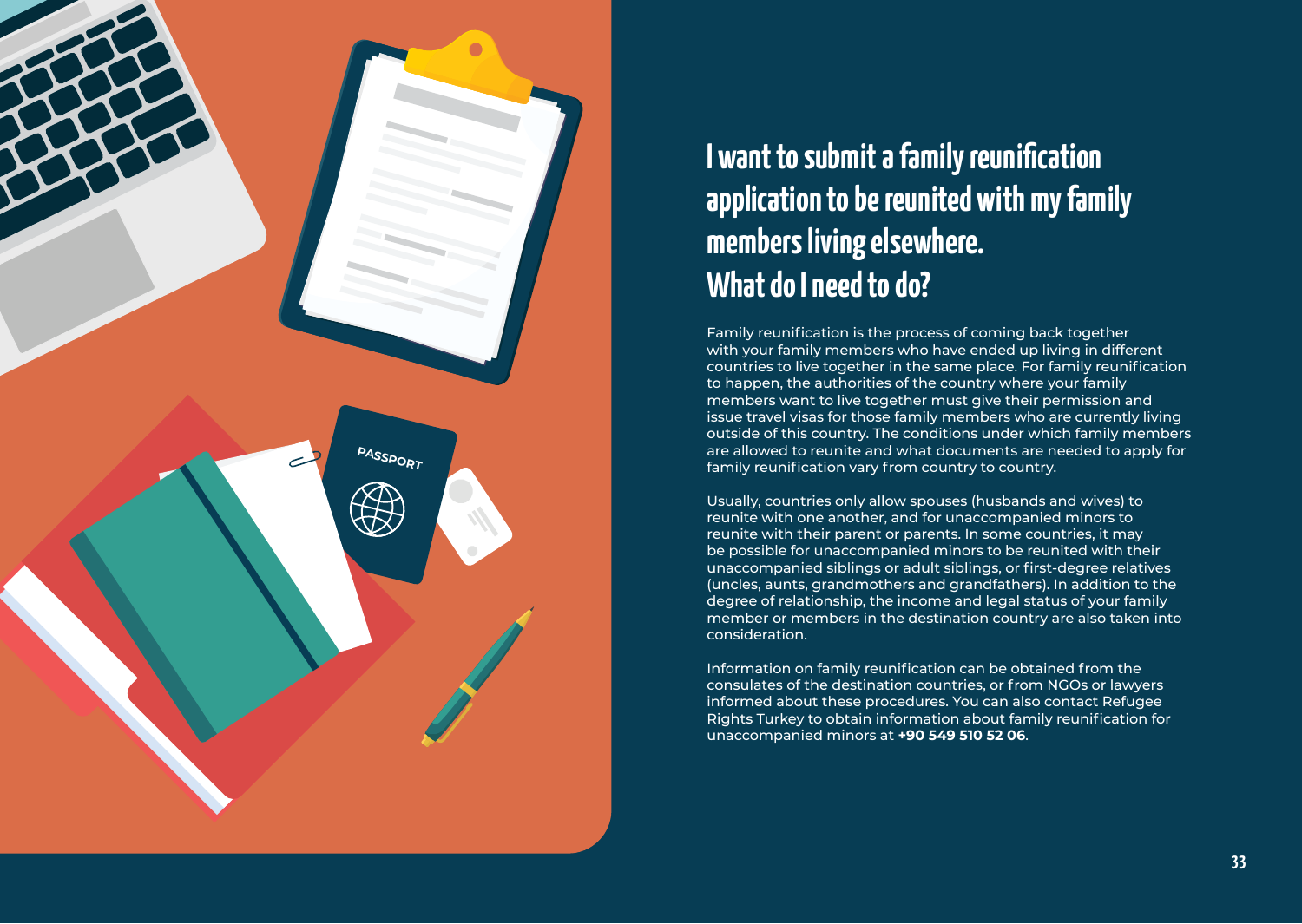# I want to submit a family reunification application to be reunited with my family members living elsewhere. What do I need to do?

Family reunification is the process of coming back together with your family members who have ended up living in different countries to live together in the same place. For family reunification to happen, the authorities of the country where your family members want to live together must give their permission and issue travel visas for those family members who are currently living outside of this country. The conditions under which family members are allowed to reunite and what documents are needed to apply for family reunification vary from country to country.

Usually, countries only allow spouses (husbands and wives) to reunite with one another, and for unaccompanied minors to reunite with their parent or parents. In some countries, it may be possible for unaccompanied minors to be reunited with their unaccompanied siblings or adult siblings, or first-degree relatives (uncles, aunts, grandmothers and grandfathers). In addition to the degree of relationship, the income and legal status of your family member or members in the destination country are also taken into consideration.

Information on family reunification can be obtained from the consulates of the destination countries, or from NGOs or lawyers informed about these procedures. You can also contact Refugee Rights Turkey to obtain information about family reunification for unaccompanied minors at **+90 549 510 52 06**.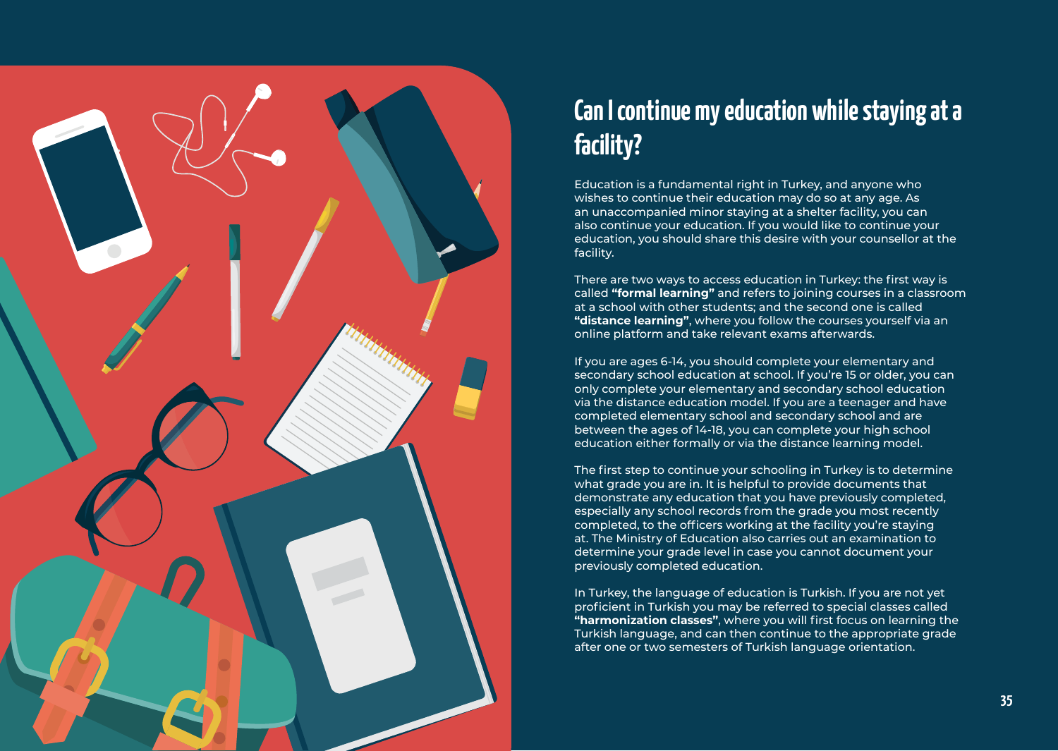# Can I continue my education while staying at a facility?

Education is a fundamental right in Turkey, and anyone who wishes to continue their education may do so at any age. As an unaccompanied minor staying at a shelter facility, you can also continue your education. If you would like to continue your education, you should share this desire with your counsellor at the facility.

There are two ways to access education in Turkey: the first way is called **"formal learning"** and refers to joining courses in a classroom at a school with other students; and the second one is called **"distance learning"**, where you follow the courses yourself via an online platform and take relevant exams afterwards.

If you are ages 6-14, you should complete your elementary and secondary school education at school. If you're 15 or older, you can only complete your elementary and secondary school education via the distance education model. If you are a teenager and have completed elementary school and secondary school and are between the ages of 14-18, you can complete your high school education either formally or via the distance learning model.

The first step to continue your schooling in Turkey is to determine what grade you are in. It is helpful to provide documents that demonstrate any education that you have previously completed, especially any school records from the grade you most recently completed, to the officers working at the facility you're staying at. The Ministry of Education also carries out an examination to determine your grade level in case you cannot document your previously completed education.

In Turkey, the language of education is Turkish. If you are not yet proficient in Turkish you may be referred to special classes called **"harmonization classes"**, where you will first focus on learning the Turkish language, and can then continue to the appropriate grade after one or two semesters of Turkish language orientation.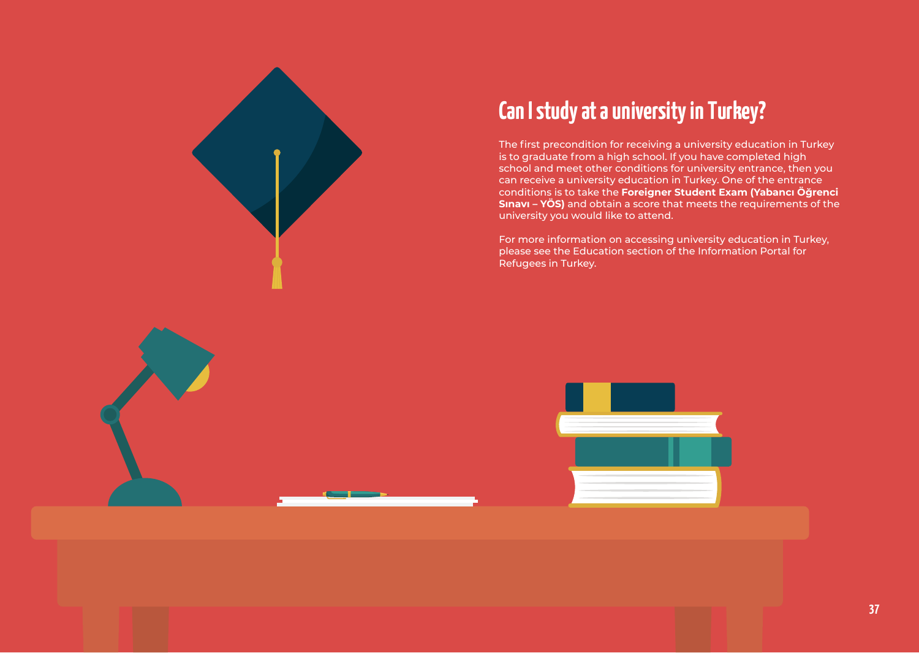# Can I study at a university in Turkey?

The first precondition for receiving a university education in Turkey is to graduate from a high school. If you have completed high school and meet other conditions for university entrance, then you can receive a university education in Turkey. One of the entrance conditions is to take the **Foreigner Student Exam (Yabancı Öğrenci Sınavı – YÖS)** and obtain a score that meets the requirements of the university you would like to attend.

For more information on accessing university education in Turkey, please see the Education section of the Information Portal for Refugees in Turkey.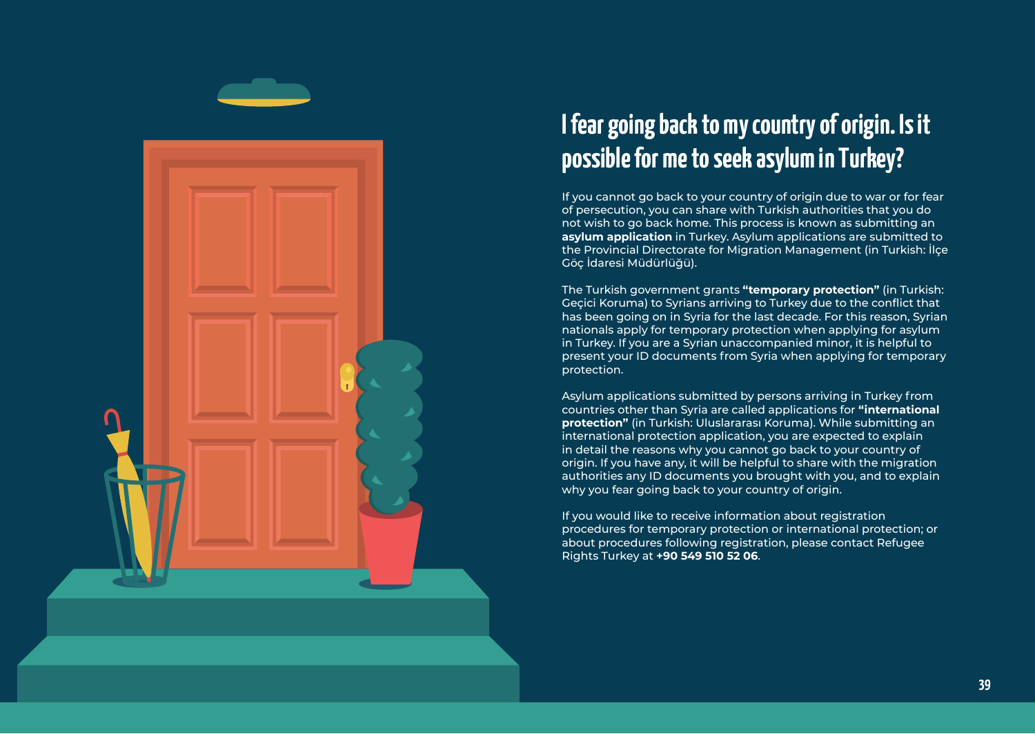# I fear going back to my country of origin. Is it possible for me to seek asylum in Turkey?

If you cannot go back to your country of origin due to war or for fear of persecution, you can share with Turkish authorities that you do not wish to go back home. This process is known as submitting an **asylum application** in Turkey. Asylum applications are submitted to the Provincial Directorate for Migration Management (in Turkish: İlçe Göç İdaresi Müdürlüğü).

The Turkish government grants **"temporary protection"** (in Turkish: Geçici Koruma) to Syrians arriving to Turkey due to the conflict that has been going on in Syria for the last decade. For this reason, Syrian nationals apply for temporary protection when applying for asylum in Turkey. If you are a Syrian unaccompanied minor, it is helpful to present your ID documents from Syria when applying for temporary protection.

Asylum applications submitted by persons arriving in Turkey from countries other than Syria are called applications for **"international protection"** (in Turkish: Uluslararası Koruma). While submitting an international protection application, you are expected to explain in detail the reasons why you cannot go back to your country of origin. If you have any, it will be helpful to share with the migration authorities any ID documents you brought with you, and to explain why you fear going back to your country of origin.

If you would like to receive information about registration procedures for temporary protection or international protection; or about procedures following registration, please contact Refugee Rights Turkey at **+90 549 510 52 06**.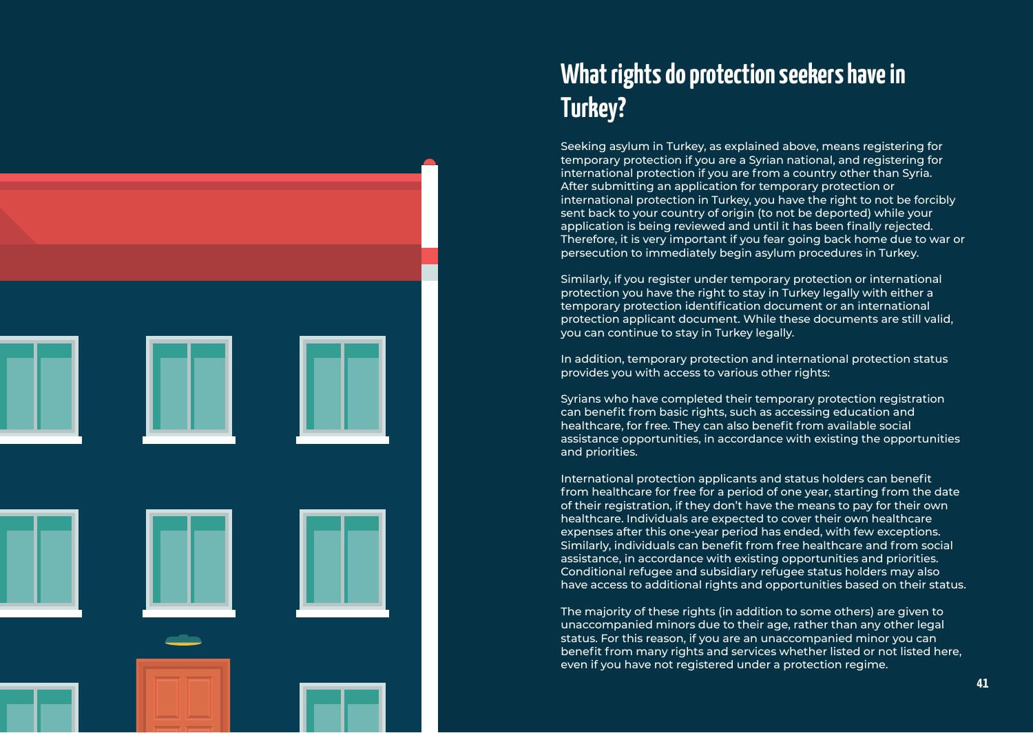# What rights do protection seekers have in Turkey?

Seeking asylum in Turkey, as explained above, means registering for temporary protection if you are a Syrian national, and registering for international protection if you are from a country other than Syria. After submitting an application for temporary protection or international protection in Turkey, you have the right to not be forcibly sent back to your country of origin (to not be deported) while your application is being reviewed and until it has been finally rejected. Therefore, it is very important if you fear going back home due to war or persecution to immediately begin asylum procedures in Turkey.

Similarly, if you register under temporary protection or international protection you have the right to stay in Turkey legally with either a temporary protection identification document or an international protection applicant document. While these documents are still valid, you can continue to stay in Turkey legally.

In addition, temporary protection and international protection status provides you with access to various other rights:

Syrians who have completed their temporary protection registration can benefit from basic rights, such as accessing education and healthcare, for free. They can also benefit from available social assistance opportunities, in accordance with existing the opportunities and priorities.

International protection applicants and status holders can benefit from healthcare for free for a period of one year, starting from the date of their registration, if they don't have the means to pay for their own healthcare. Individuals are expected to cover their own healthcare expenses after this one-year period has ended, with few exceptions. Similarly, individuals can benefit from free healthcare and from social assistance, in accordance with existing opportunities and priorities. Conditional refugee and subsidiary refugee status holders may also have access to additional rights and opportunities based on their status.

The majority of these rights (in addition to some others) are given to unaccompanied minors due to their age, rather than any other legal status. For this reason, if you are an unaccompanied minor you can benefit from many rights and services whether listed or not listed here, even if you have not registered under a protection regime.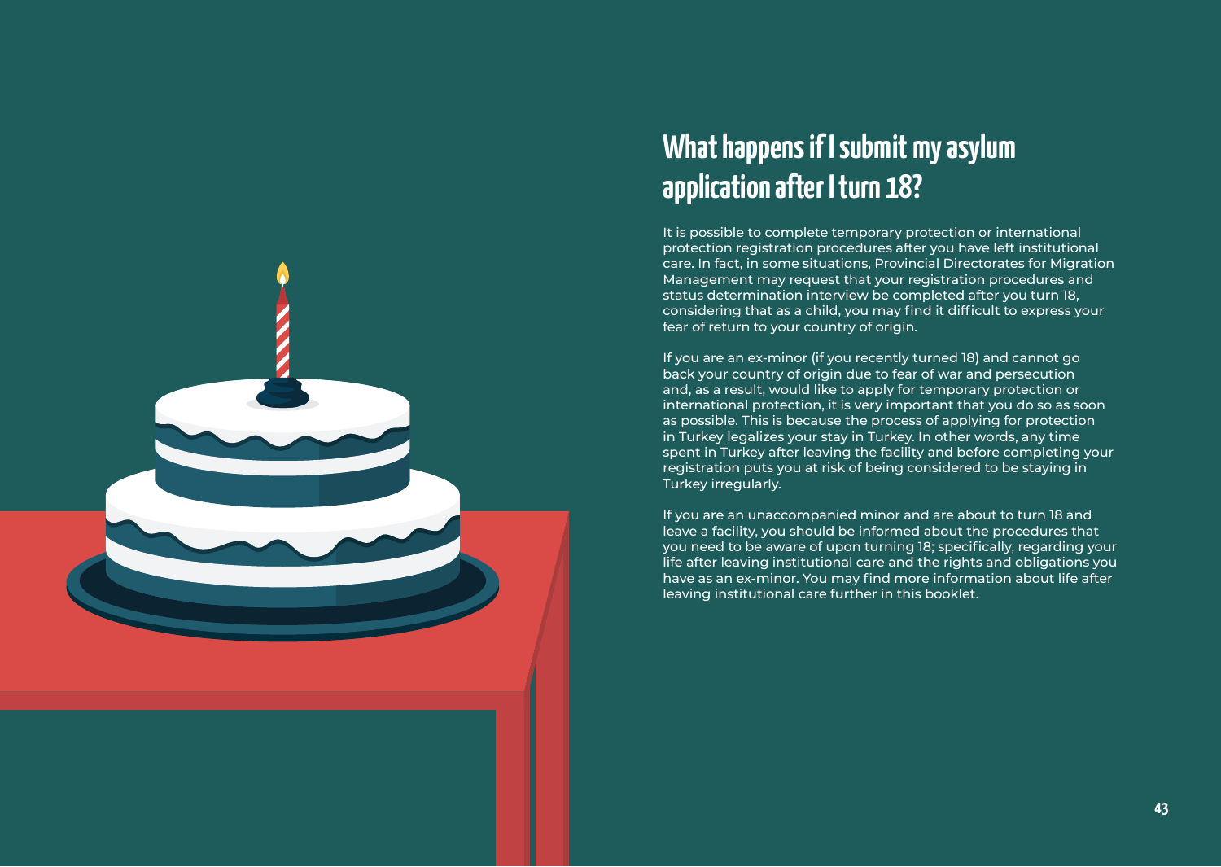## What happens if I submit my asylum application after I turn 18?

It is possible to complete temporary protection or international protection registration procedures after you have left institutional care. In fact, in some situations, Provincial Directorates for Migration Management may request that your registration procedures and status determination interview be completed after you turn 18, considering that as a child, you may find it difficult to express your fear of return to your country of origin.

If you are an ex-minor (if you recently turned 18) and cannot go back your country of origin due to fear of war and persecution and, as a result, would like to apply for temporary protection or international protection, it is very important that you do so as soon as possible. This is because the process of applying for protection in Turkey legalizes your stay in Turkey. In other words, any time spent in Turkey after leaving the facility and before completing your registration puts you at risk of being considered to be staying in Turkey irregularly.

If you are an unaccompanied minor and are about to turn 18 and leave a facility, you should be informed about the procedures that you need to be aware of upon turning 18; specifically, regarding your life after leaving institutional care and the rights and obligations you have as an ex-minor. You may find more information about life after leaving institutional care further in this booklet.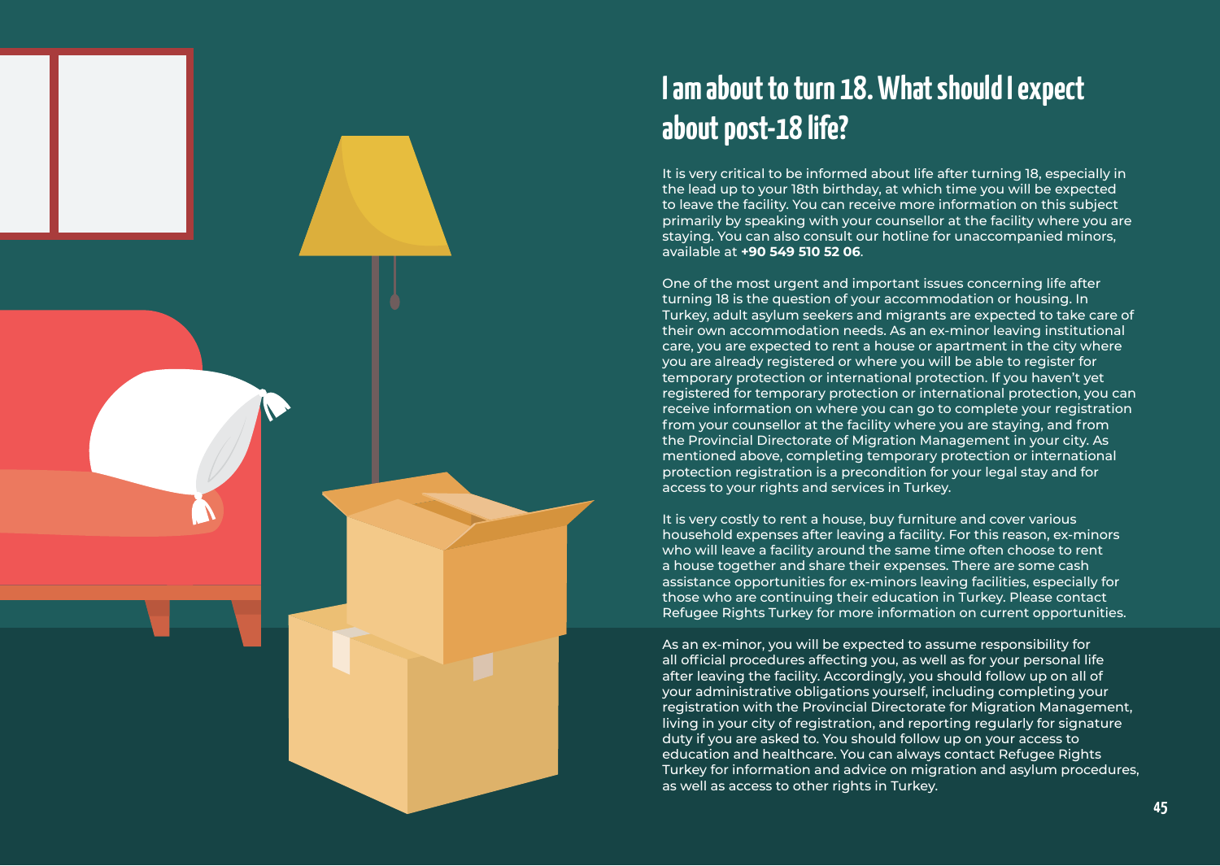# I am about to turn 18. What should I expect about post-18 life?

It is very critical to be informed about life after turning 18, especially in the lead up to your 18th birthday, at which time you will be expected to leave the facility. You can receive more information on this subject primarily by speaking with your counsellor at the facility where you are staying. You can also consult our hotline for unaccompanied minors, available at **+90 549 510 52 06**.

One of the most urgent and important issues concerning life after turning 18 is the question of your accommodation or housing. In Turkey, adult asylum seekers and migrants are expected to take care of their own accommodation needs. As an ex-minor leaving institutional care, you are expected to rent a house or apartment in the city where you are already registered or where you will be able to register for temporary protection or international protection. If you haven't yet registered for temporary protection or international protection, you can receive information on where you can go to complete your registration from your counsellor at the facility where you are staying, and from the Provincial Directorate of Migration Management in your city. As mentioned above, completing temporary protection or international protection registration is a precondition for your legal stay and for access to your rights and services in Turkey.

It is very costly to rent a house, buy furniture and cover various household expenses after leaving a facility. For this reason, ex-minors who will leave a facility around the same time often choose to rent a house together and share their expenses. There are some cash assistance opportunities for ex-minors leaving facilities, especially for those who are continuing their education in Turkey. Please contact Refugee Rights Turkey for more information on current opportunities.

As an ex-minor, you will be expected to assume responsibility for all official procedures affecting you, as well as for your personal life after leaving the facility. Accordingly, you should follow up on all of your administrative obligations yourself, including completing your registration with the Provincial Directorate for Migration Management, living in your city of registration, and reporting regularly for signature duty if you are asked to. You should follow up on your access to education and healthcare. You can always contact Refugee Rights Turkey for information and advice on migration and asylum procedures, as well as access to other rights in Turkey.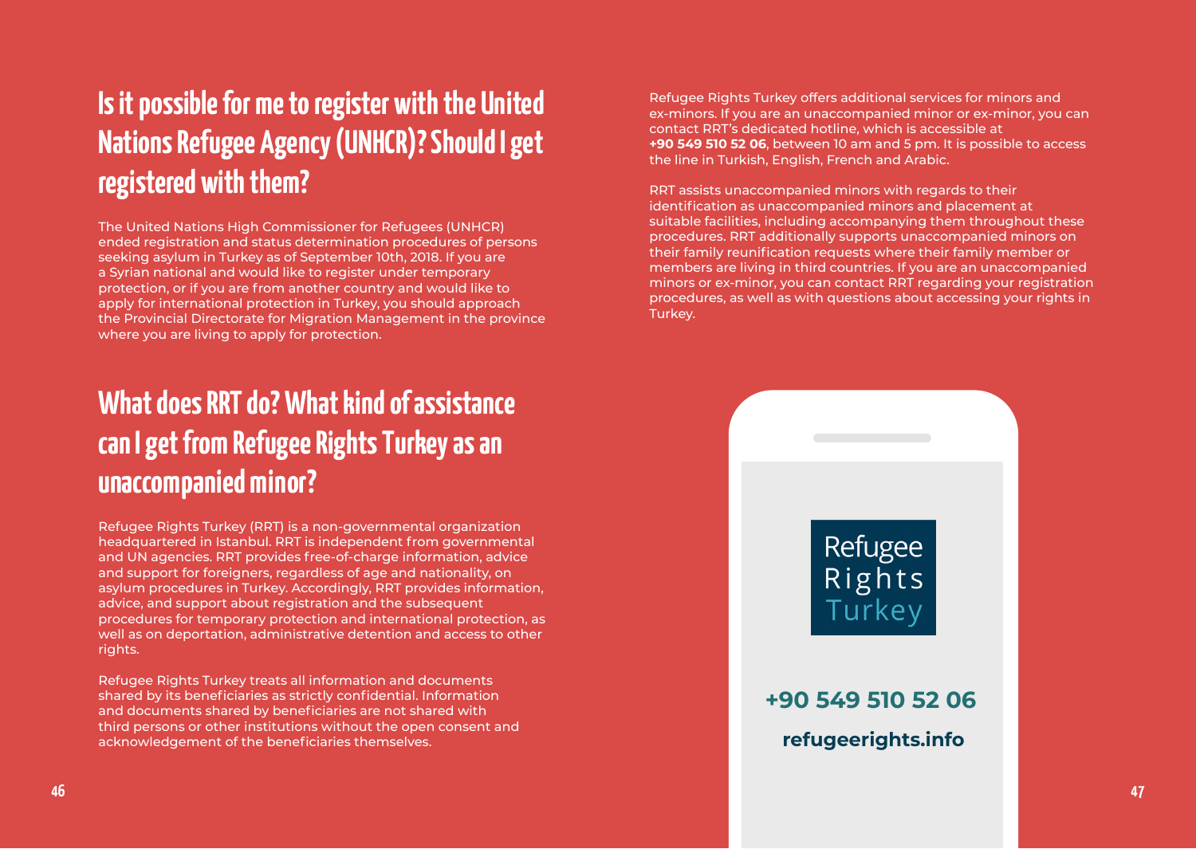## Is it possible for me to register with the United Nations Refugee Agency (UNHCR)? Should I get registered with them?

The United Nations High Commissioner for Refugees (UNHCR) ended registration and status determination procedures of persons seeking asylum in Turkey as of September 10th, 2018. If you are a Syrian national and would like to register under temporary protection, or if you are from another country and would like to apply for international protection in Turkey, you should approach the Provincial Directorate for Migration Management in the province where you are living to apply for protection.

## What does RRT do? What kind of assistance can I get from Refugee Rights Turkey as an unaccompanied minor?

Refugee Rights Turkey (RRT) is a non-governmental organization headquartered in Istanbul. RRT is independent from governmental and UN agencies. RRT provides free-of-charge information, advice and support for foreigners, regardless of age and nationality, on asylum procedures in Turkey. Accordingly, RRT provides information, advice, and support about registration and the subsequent procedures for temporary protection and international protection, as well as on deportation, administrative detention and access to other rights.

Refugee Rights Turkey treats all information and documents shared by its beneficiaries as strictly confidential. Information and documents shared by beneficiaries are not shared with third persons or other institutions without the open consent and acknowledgement of the beneficiaries themselves.

Refugee Rights Turkey offers additional services for minors and ex-minors. If you are an unaccompanied minor or ex-minor, you can contact RRT's dedicated hotline, which is accessible at **+90 549 510 52 06**, between 10 am and 5 pm. It is possible to access the line in Turkish, English, French and Arabic.

RRT assists unaccompanied minors with regards to their identification as unaccompanied minors and placement at suitable facilities, including accompanying them throughout these procedures. RRT additionally supports unaccompanied minors on their family reunification requests where their family member or members are living in third countries. If you are an unaccompanied minors or ex-minor, you can contact RRT regarding your registration procedures, as well as with questions about accessing your rights in Turkey.

Refugee Rights Turkey

**+90 549 510 52 06**

**refugeerights.info**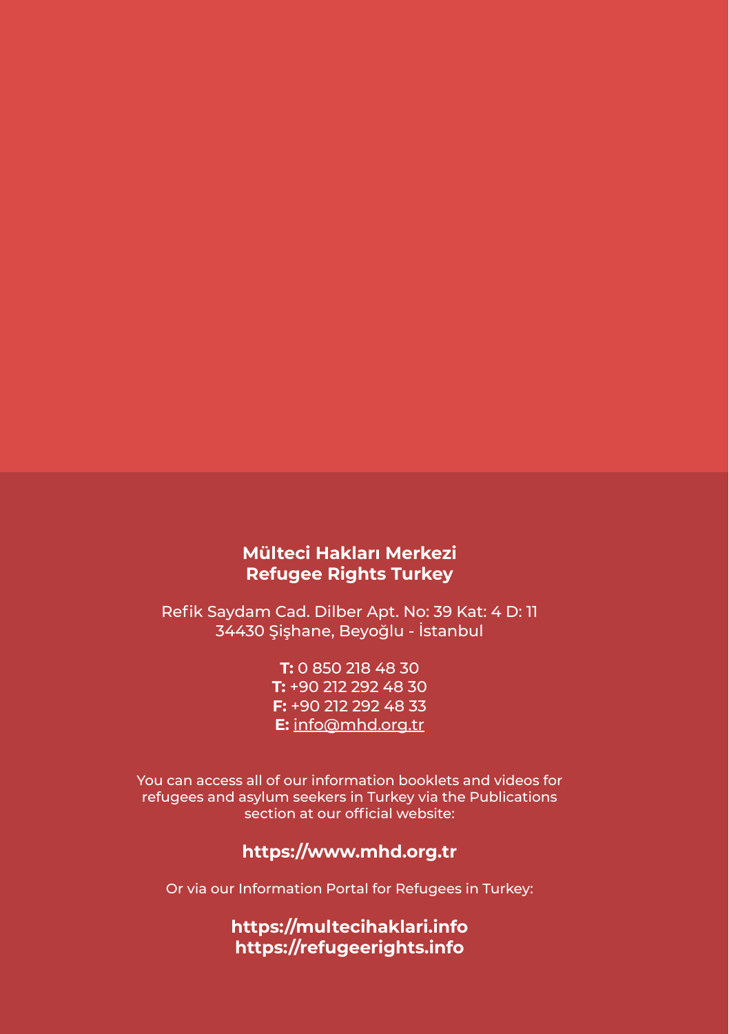**Mülteci Hakları Merkezi**
**Refugee Rights Turkey**

Refik Saydam Cad. Dilber Apt. No: 39 Kat: 4 D: 11
34430 Şişhane, Beyoğlu - İstanbul

**T:** 0 850 218 48 30
**T:** +90 212 292 48 30
**F:** +90 212 292 48 33
**E:** info@mhd.org.tr

You can access all of our information booklets and videos for refugees and asylum seekers in Turkey via the Publications section at our official website:

**https://www.mhd.org.tr**

Or via our Information Portal for Refugees in Turkey:

**https://multecihaklari.info**
**https://refugeerights.info**